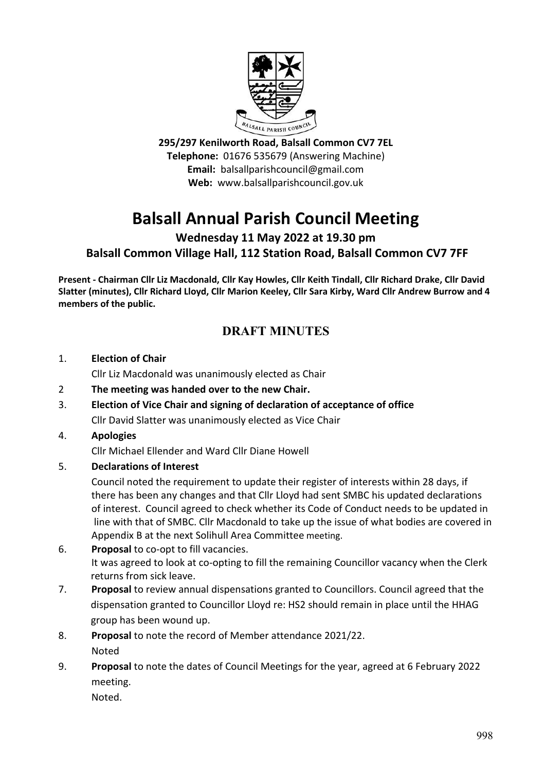**295/297 Kenilworth Road, Balsall Common CV7 7EL**
**Telephone:** 01676 535679 (Answering Machine)
**Email:** balsallparishcouncil@gmail.com
**Web:** www.balsallparishcouncil.gov.uk

# Balsall Annual Parish Council Meeting

### Wednesday 11 May 2022 at 19.30 pm
### Balsall Common Village Hall, 112 Station Road, Balsall Common CV7 7FF

**Present - Chairman Cllr Liz Macdonald, Cllr Kay Howles, Cllr Keith Tindall, Cllr Richard Drake, Cllr David Slatter (minutes), Cllr Richard Lloyd, Cllr Marion Keeley, Cllr Sara Kirby, Ward Cllr Andrew Burrow and 4 members of the public.**

## DRAFT MINUTES

1. **Election of Chair**
   Cllr Liz Macdonald was unanimously elected as Chair
2. **The meeting was handed over to the new Chair.**
3. **Election of Vice Chair and signing of declaration of acceptance of office**
   Cllr David Slatter was unanimously elected as Vice Chair
4. **Apologies**
   Cllr Michael Ellender and Ward Cllr Diane Howell
5. **Declarations of Interest**
   Council noted the requirement to update their register of interests within 28 days, if there has been any changes and that Cllr Lloyd had sent SMBC his updated declarations of interest. Council agreed to check whether its Code of Conduct needs to be updated in line with that of SMBC. Cllr Macdonald to take up the issue of what bodies are covered in Appendix B at the next Solihull Area Committee meeting.
6. **Proposal** to co-opt to fill vacancies.
   It was agreed to look at co-opting to fill the remaining Councillor vacancy when the Clerk returns from sick leave.
7. **Proposal** to review annual dispensations granted to Councillors. Council agreed that the dispensation granted to Councillor Lloyd re: HS2 should remain in place until the HHAG group has been wound up.
8. **Proposal** to note the record of Member attendance 2021/22.
   Noted
9. **Proposal** to note the dates of Council Meetings for the year, agreed at 6 February 2022 meeting.
   Noted.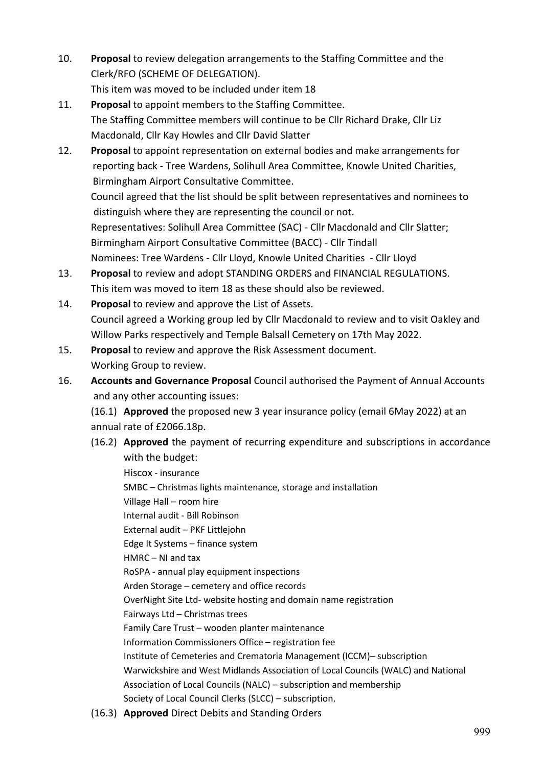10. **Proposal** to review delegation arrangements to the Staffing Committee and the Clerk/RFO (SCHEME OF DELEGATION).
    This item was moved to be included under item 18
11. **Proposal** to appoint members to the Staffing Committee.
    The Staffing Committee members will continue to be Cllr Richard Drake, Cllr Liz Macdonald, Cllr Kay Howles and Cllr David Slatter
12. **Proposal** to appoint representation on external bodies and make arrangements for reporting back - Tree Wardens, Solihull Area Committee, Knowle United Charities, Birmingham Airport Consultative Committee.
    Council agreed that the list should be split between representatives and nominees to distinguish where they are representing the council or not.
    Representatives: Solihull Area Committee (SAC) - Cllr Macdonald and Cllr Slatter; Birmingham Airport Consultative Committee (BACC) - Cllr Tindall
    Nominees: Tree Wardens - Cllr Lloyd, Knowle United Charities - Cllr Lloyd
13. **Proposal** to review and adopt STANDING ORDERS and FINANCIAL REGULATIONS.
    This item was moved to item 18 as these should also be reviewed.
14. **Proposal** to review and approve the List of Assets.
    Council agreed a Working group led by Cllr Macdonald to review and to visit Oakley and Willow Parks respectively and Temple Balsall Cemetery on 17th May 2022.
15. **Proposal** to review and approve the Risk Assessment document.
    Working Group to review.
16. **Accounts and Governance Proposal** Council authorised the Payment of Annual Accounts and any other accounting issues:

    (16.1) **Approved** the proposed new 3 year insurance policy (email 6May 2022) at an annual rate of £2066.18p.

    (16.2) **Approved** the payment of recurring expenditure and subscriptions in accordance with the budget:

    Hiscox - insurance
    SMBC – Christmas lights maintenance, storage and installation
    Village Hall – room hire
    Internal audit - Bill Robinson
    External audit – PKF Littlejohn
    Edge It Systems – finance system
    HMRC – NI and tax
    RoSPA - annual play equipment inspections
    Arden Storage – cemetery and office records
    OverNight Site Ltd- website hosting and domain name registration
    Fairways Ltd – Christmas trees
    Family Care Trust – wooden planter maintenance
    Information Commissioners Office – registration fee
    Institute of Cemeteries and Crematoria Management (ICCM)– subscription
    Warwickshire and West Midlands Association of Local Councils (WALC) and National Association of Local Councils (NALC) – subscription and membership
    Society of Local Council Clerks (SLCC) – subscription.

    (16.3) **Approved** Direct Debits and Standing Orders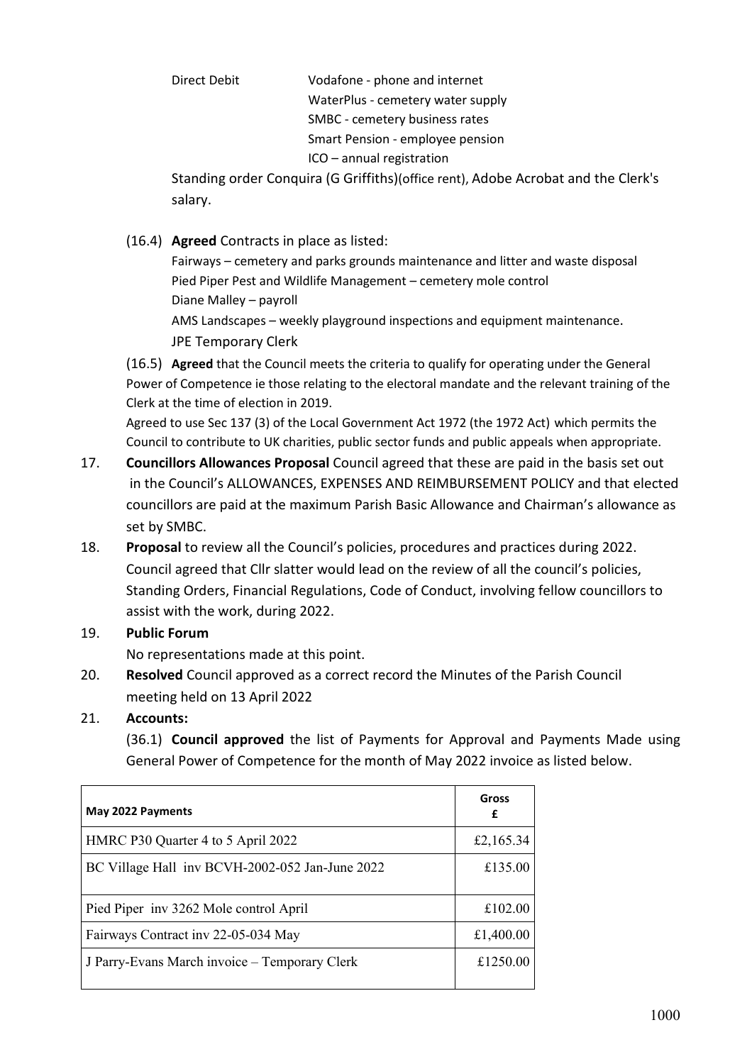Direct Debit Vodafone - phone and internet
WaterPlus - cemetery water supply
SMBC - cemetery business rates
Smart Pension - employee pension
ICO – annual registration

Standing order Conquira (G Griffiths)(office rent), Adobe Acrobat and the Clerk's salary.

(16.4) **Agreed** Contracts in place as listed:

Fairways – cemetery and parks grounds maintenance and litter and waste disposal
Pied Piper Pest and Wildlife Management – cemetery mole control
Diane Malley – payroll
AMS Landscapes – weekly playground inspections and equipment maintenance.
JPE Temporary Clerk

(16.5) **Agreed** that the Council meets the criteria to qualify for operating under the General Power of Competence ie those relating to the electoral mandate and the relevant training of the Clerk at the time of election in 2019.

Agreed to use Sec 137 (3) of the Local Government Act 1972 (the 1972 Act) which permits the Council to contribute to UK charities, public sector funds and public appeals when appropriate.

17. **Councillors Allowances Proposal** Council agreed that these are paid in the basis set out in the Council's ALLOWANCES, EXPENSES AND REIMBURSEMENT POLICY and that elected councillors are paid at the maximum Parish Basic Allowance and Chairman's allowance as set by SMBC.

18. **Proposal** to review all the Council's policies, procedures and practices during 2022. Council agreed that Cllr slatter would lead on the review of all the council's policies, Standing Orders, Financial Regulations, Code of Conduct, involving fellow councillors to assist with the work, during 2022.

19. **Public Forum**

No representations made at this point.

20. **Resolved** Council approved as a correct record the Minutes of the Parish Council meeting held on 13 April 2022

21. **Accounts:**

(36.1) **Council approved** the list of Payments for Approval and Payments Made using General Power of Competence for the month of May 2022 invoice as listed below.

| May 2022 Payments | Gross £ |
|---|---|
| HMRC P30 Quarter 4 to 5 April 2022 | £2,165.34 |
| BC Village Hall inv BCVH-2002-052 Jan-June 2022 | £135.00 |
| Pied Piper inv 3262 Mole control April | £102.00 |
| Fairways Contract inv 22-05-034 May | £1,400.00 |
| J Parry-Evans March invoice – Temporary Clerk | £1250.00 |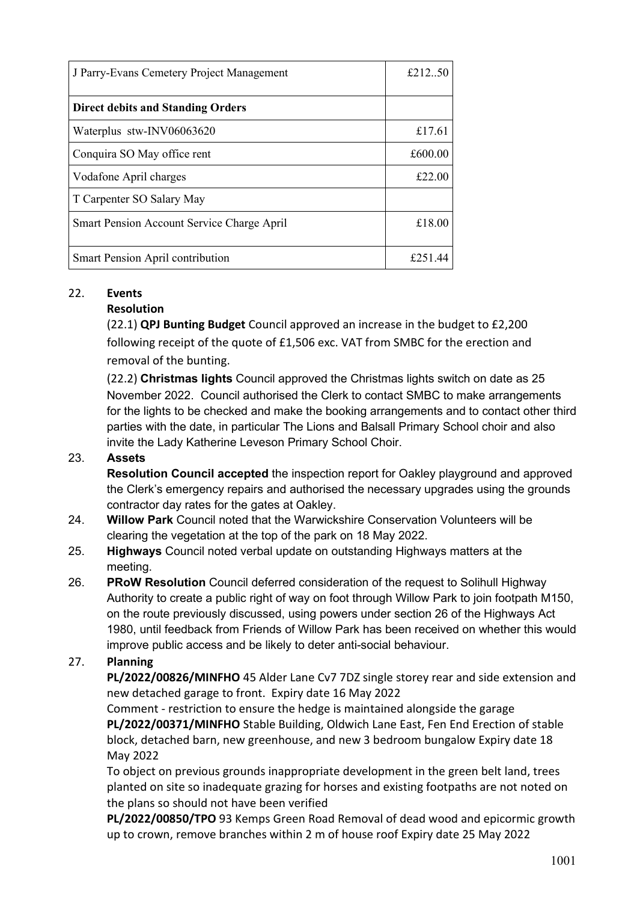| J Parry-Evans Cemetery Project Management | £212..50 |
|---|---|
| **Direct debits and Standing Orders** | |
| Waterplus stw-INV06063620 | £17.61 |
| Conquira SO May office rent | £600.00 |
| Vodafone April charges | £22.00 |
| T Carpenter SO Salary May | |
| Smart Pension Account Service Charge April | £18.00 |
| Smart Pension April contribution | £251.44 |

22. **Events**

 **Resolution**

 (22.1) **QPJ Bunting Budget** Council approved an increase in the budget to £2,200 following receipt of the quote of £1,506 exc. VAT from SMBC for the erection and removal of the bunting.

 (22.2) **Christmas lights** Council approved the Christmas lights switch on date as 25 November 2022. Council authorised the Clerk to contact SMBC to make arrangements for the lights to be checked and make the booking arrangements and to contact other third parties with the date, in particular The Lions and Balsall Primary School choir and also invite the Lady Katherine Leveson Primary School Choir.

23. **Assets**

 **Resolution Council accepted** the inspection report for Oakley playground and approved the Clerk's emergency repairs and authorised the necessary upgrades using the grounds contractor day rates for the gates at Oakley.

24. **Willow Park** Council noted that the Warwickshire Conservation Volunteers will be clearing the vegetation at the top of the park on 18 May 2022.

25. **Highways** Council noted verbal update on outstanding Highways matters at the meeting.

26. **PRoW Resolution** Council deferred consideration of the request to Solihull Highway Authority to create a public right of way on foot through Willow Park to join footpath M150, on the route previously discussed, using powers under section 26 of the Highways Act 1980, until feedback from Friends of Willow Park has been received on whether this would improve public access and be likely to deter anti-social behaviour.

27. **Planning**

 **PL/2022/00826/MINFHO** 45 Alder Lane Cv7 7DZ single storey rear and side extension and new detached garage to front. Expiry date 16 May 2022

 Comment - restriction to ensure the hedge is maintained alongside the garage

 **PL/2022/00371/MINFHO** Stable Building, Oldwich Lane East, Fen End Erection of stable block, detached barn, new greenhouse, and new 3 bedroom bungalow Expiry date 18 May 2022

 To object on previous grounds inappropriate development in the green belt land, trees planted on site so inadequate grazing for horses and existing footpaths are not noted on the plans so should not have been verified

 **PL/2022/00850/TPO** 93 Kemps Green Road Removal of dead wood and epicormic growth up to crown, remove branches within 2 m of house roof Expiry date 25 May 2022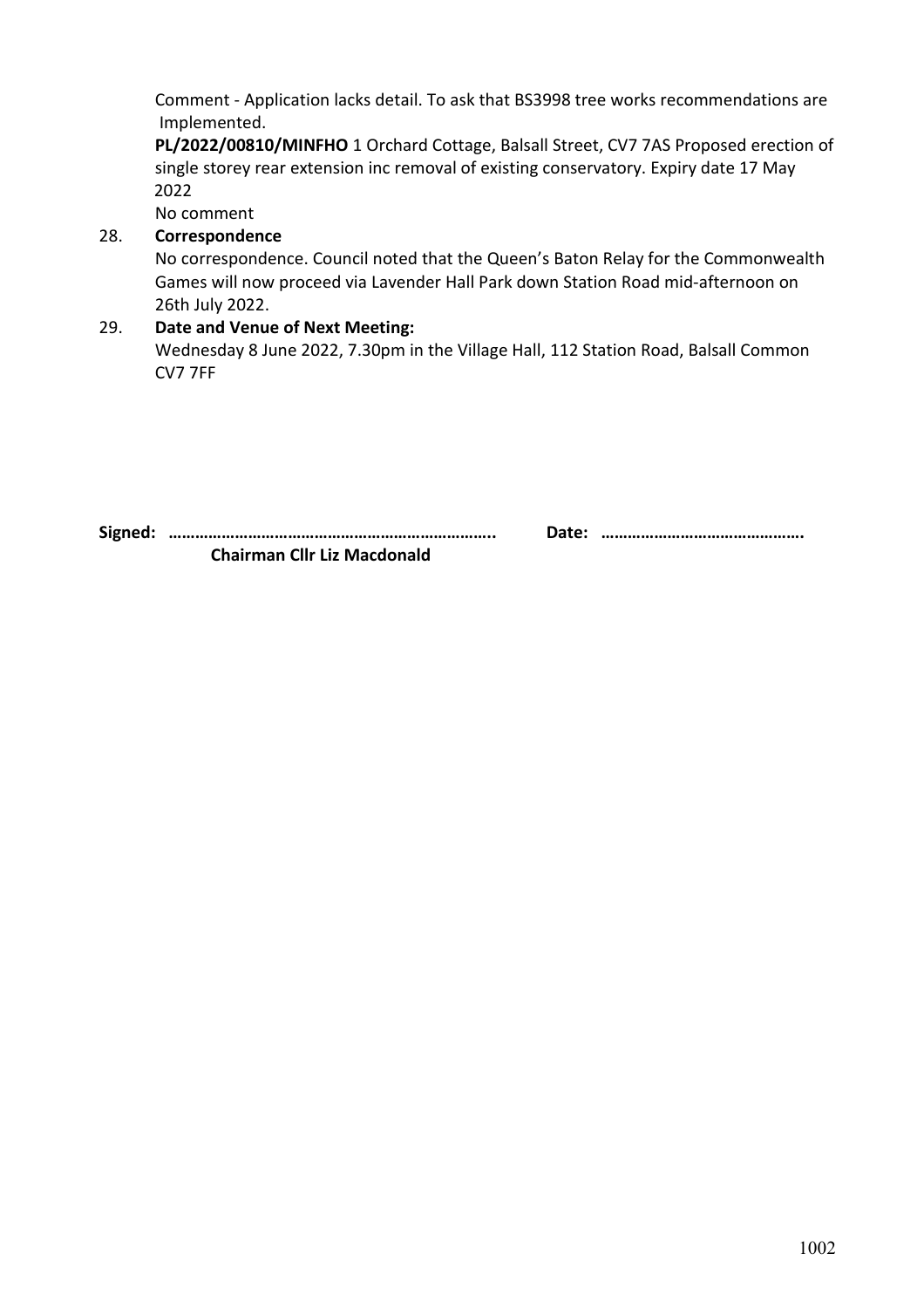Comment - Application lacks detail. To ask that BS3998 tree works recommendations are Implemented.

**PL/2022/00810/MINFHO** 1 Orchard Cottage, Balsall Street, CV7 7AS Proposed erection of single storey rear extension inc removal of existing conservatory. Expiry date 17 May 2022

No comment

28. **Correspondence**

    No correspondence. Council noted that the Queen's Baton Relay for the Commonwealth Games will now proceed via Lavender Hall Park down Station Road mid-afternoon on 26th July 2022.

29. **Date and Venue of Next Meeting:**

    Wednesday 8 June 2022, 7.30pm in the Village Hall, 112 Station Road, Balsall Common CV7 7FF

**Signed: ………………………………………………………………..** **Date: ……………………………………….**

**Chairman Cllr Liz Macdonald**